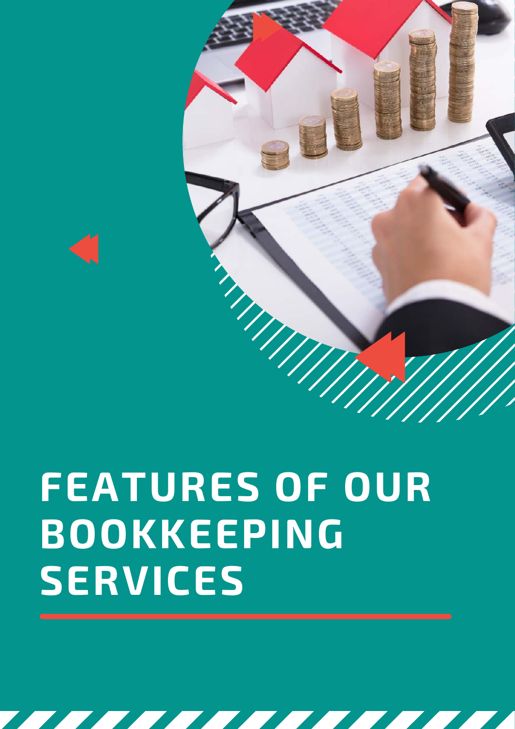# FEATURES OF OUR BOOKKEEPING SERVICES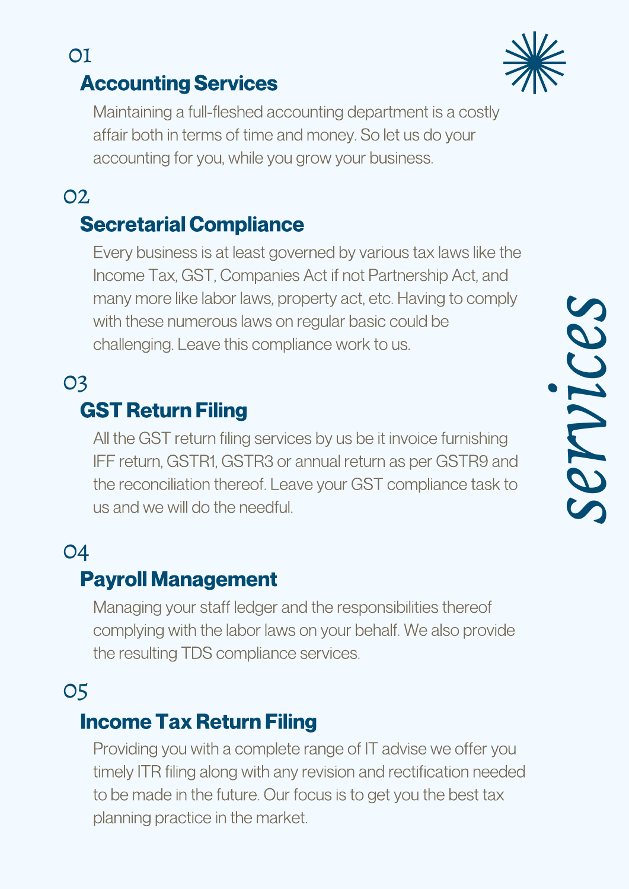# services

01

## Accounting Services

Maintaining a full-fleshed accounting department is a costly affair both in terms of time and money. So let us do your accounting for you, while you grow your business.

02

## Secretarial Compliance

Every business is at least governed by various tax laws like the Income Tax, GST, Companies Act if not Partnership Act, and many more like labor laws, property act, etc. Having to comply with these numerous laws on regular basic could be challenging. Leave this compliance work to us.

03

## GST Return Filing

All the GST return filing services by us be it invoice furnishing IFF return, GSTR1, GSTR3 or annual return as per GSTR9 and the reconciliation thereof. Leave your GST compliance task to us and we will do the needful.

04

## Payroll Management

Managing your staff ledger and the responsibilities thereof complying with the labor laws on your behalf. We also provide the resulting TDS compliance services.

05

## Income Tax Return Filing

Providing you with a complete range of IT advise we offer you timely ITR filing along with any revision and rectification needed to be made in the future. Our focus is to get you the best tax planning practice in the market.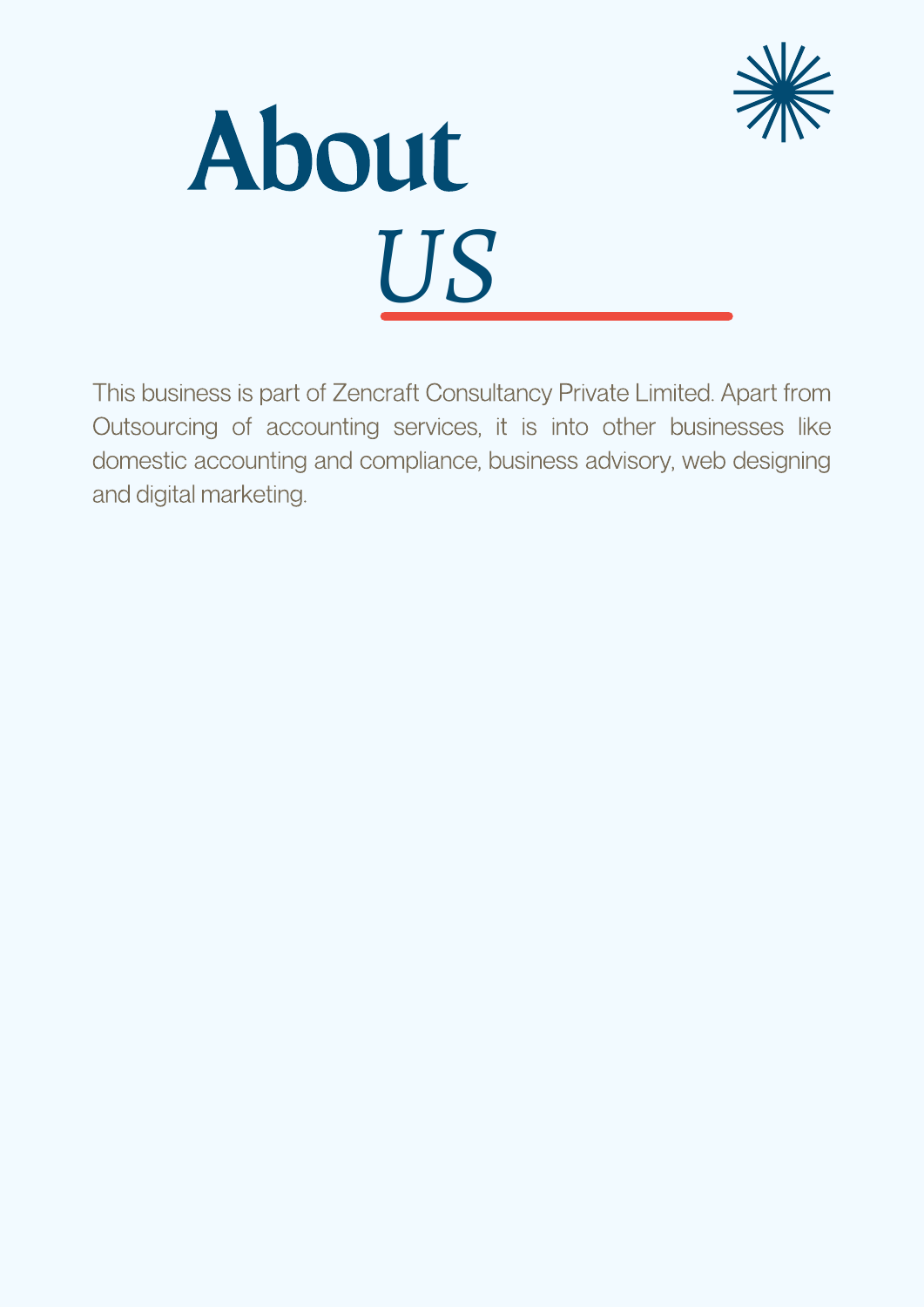# About *US*

This business is part of Zencraft Consultancy Private Limited. Apart from Outsourcing of accounting services, it is into other businesses like domestic accounting and compliance, business advisory, web designing and digital marketing.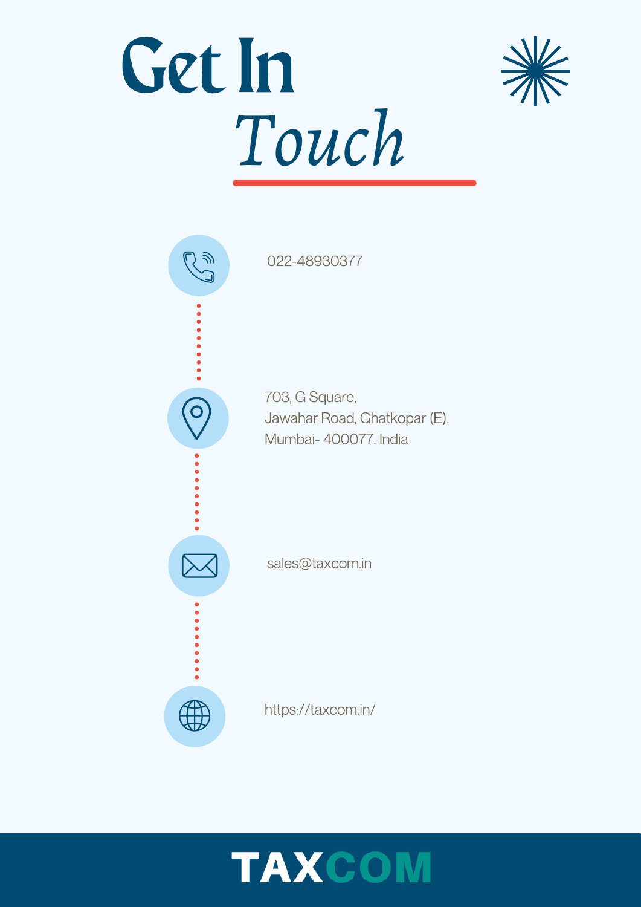# Get In *Touch*

022-48930377

703, G Square,
Jawahar Road, Ghatkopar (E).
Mumbai- 400077. India

sales@taxcom.in

https://taxcom.in/

**TAXCOM**